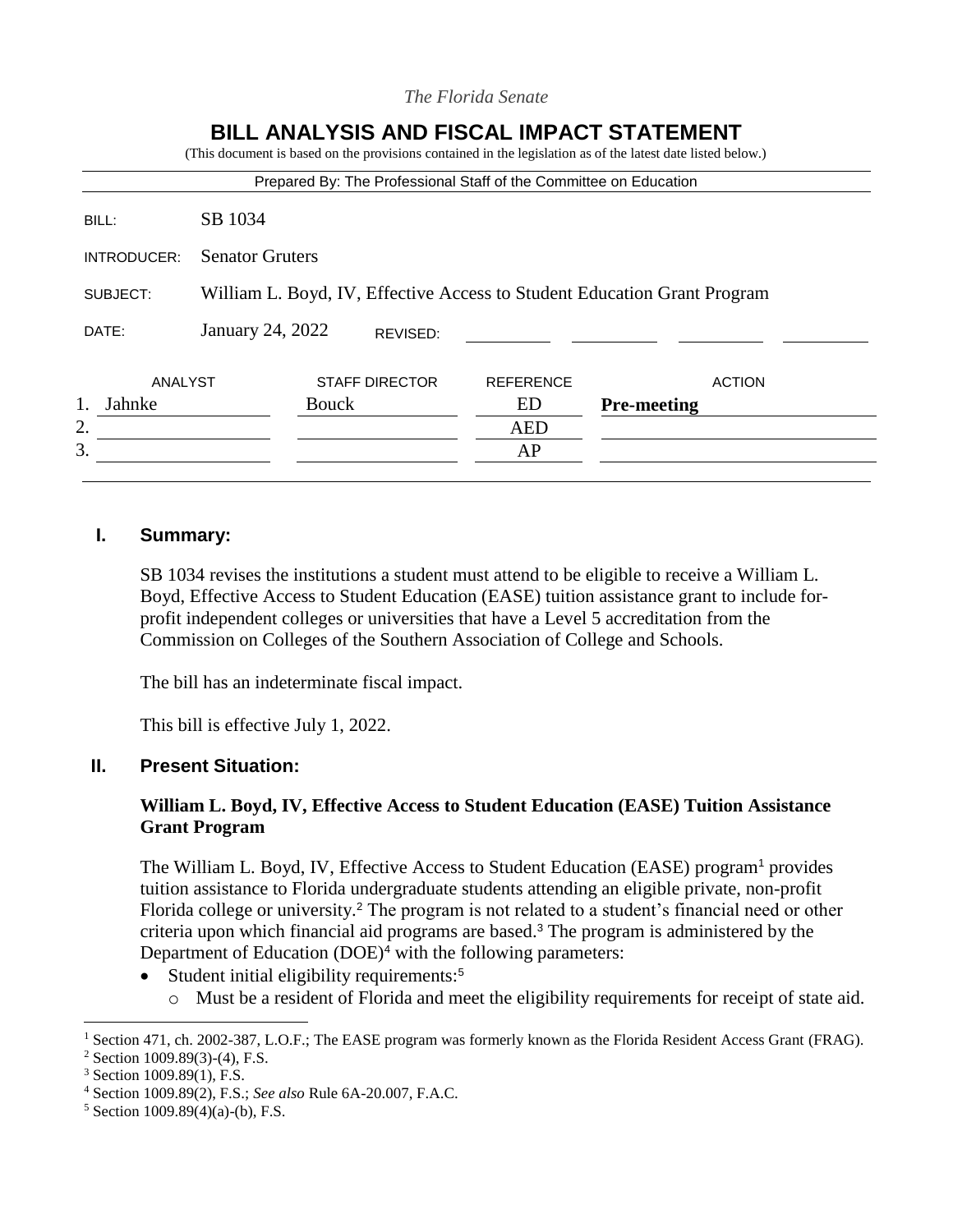*The Florida Senate*

# BILL ANALYSIS AND FISCAL IMPACT STATEMENT

(This document is based on the provisions contained in the legislation as of the latest date listed below.)

Prepared By: The Professional Staff of the Committee on Education

| | |
|---|---|
| BILL: | SB 1034 |
| INTRODUCER: | Senator Gruters |
| SUBJECT: | William L. Boyd, IV, Effective Access to Student Education Grant Program |
| DATE: | January 24, 2022 REVISED: |

| | ANALYST | STAFF DIRECTOR | REFERENCE | ACTION |
|---|---|---|---|---|
| 1. | Jahnke | Bouck | ED | **Pre-meeting** |
| 2. | | | AED | |
| 3. | | | AP | |

## I. Summary:

SB 1034 revises the institutions a student must attend to be eligible to receive a William L. Boyd, Effective Access to Student Education (EASE) tuition assistance grant to include for-profit independent colleges or universities that have a Level 5 accreditation from the Commission on Colleges of the Southern Association of College and Schools.

The bill has an indeterminate fiscal impact.

This bill is effective July 1, 2022.

## II. Present Situation:

### William L. Boyd, IV, Effective Access to Student Education (EASE) Tuition Assistance Grant Program

The William L. Boyd, IV, Effective Access to Student Education (EASE) program[1] provides tuition assistance to Florida undergraduate students attending an eligible private, non-profit Florida college or university.[2] The program is not related to a student's financial need or other criteria upon which financial aid programs are based.[3] The program is administered by the Department of Education (DOE)[4] with the following parameters:

- Student initial eligibility requirements:[5]
  - Must be a resident of Florida and meet the eligibility requirements for receipt of state aid.

---

[1] Section 471, ch. 2002-387, L.O.F.; The EASE program was formerly known as the Florida Resident Access Grant (FRAG).
[2] Section 1009.89(3)-(4), F.S.
[3] Section 1009.89(1), F.S.
[4] Section 1009.89(2), F.S.; *See also* Rule 6A-20.007, F.A.C.
[5] Section 1009.89(4)(a)-(b), F.S.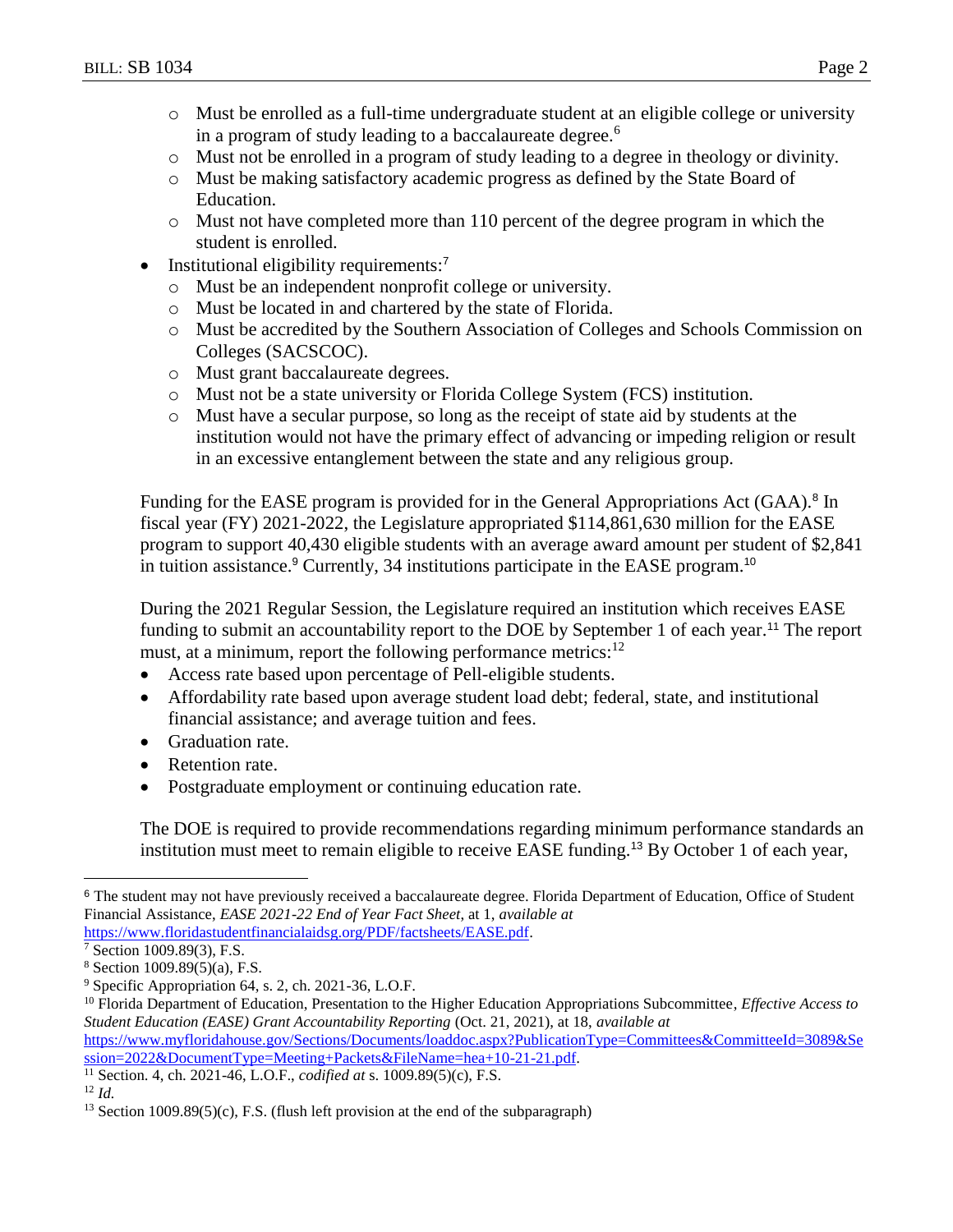- Must be enrolled as a full-time undergraduate student at an eligible college or university in a program of study leading to a baccalaureate degree.[6]
  - Must not be enrolled in a program of study leading to a degree in theology or divinity.
  - Must be making satisfactory academic progress as defined by the State Board of Education.
  - Must not have completed more than 110 percent of the degree program in which the student is enrolled.
- Institutional eligibility requirements:[7]
  - Must be an independent nonprofit college or university.
  - Must be located in and chartered by the state of Florida.
  - Must be accredited by the Southern Association of Colleges and Schools Commission on Colleges (SACSCOC).
  - Must grant baccalaureate degrees.
  - Must not be a state university or Florida College System (FCS) institution.
  - Must have a secular purpose, so long as the receipt of state aid by students at the institution would not have the primary effect of advancing or impeding religion or result in an excessive entanglement between the state and any religious group.

Funding for the EASE program is provided for in the General Appropriations Act (GAA).[8] In fiscal year (FY) 2021-2022, the Legislature appropriated $114,861,630 million for the EASE program to support 40,430 eligible students with an average award amount per student of $2,841 in tuition assistance.[9] Currently, 34 institutions participate in the EASE program.[10]

During the 2021 Regular Session, the Legislature required an institution which receives EASE funding to submit an accountability report to the DOE by September 1 of each year.[11] The report must, at a minimum, report the following performance metrics:[12]

- Access rate based upon percentage of Pell-eligible students.
- Affordability rate based upon average student load debt; federal, state, and institutional financial assistance; and average tuition and fees.
- Graduation rate.
- Retention rate.
- Postgraduate employment or continuing education rate.

The DOE is required to provide recommendations regarding minimum performance standards an institution must meet to remain eligible to receive EASE funding.[13] By October 1 of each year,

---

[6] The student may not have previously received a baccalaureate degree. Florida Department of Education, Office of Student Financial Assistance, *EASE 2021-22 End of Year Fact Sheet*, at 1, *available at* https://www.floridastudentfinancialaidsg.org/PDF/factsheets/EASE.pdf.

[7] Section 1009.89(3), F.S.

[8] Section 1009.89(5)(a), F.S.

[9] Specific Appropriation 64, s. 2, ch. 2021-36, L.O.F.

[10] Florida Department of Education, Presentation to the Higher Education Appropriations Subcommittee, *Effective Access to Student Education (EASE) Grant Accountability Reporting* (Oct. 21, 2021), at 18, *available at* https://www.myfloridahouse.gov/Sections/Documents/loaddoc.aspx?PublicationType=Committees&CommitteeId=3089&Session=2022&DocumentType=Meeting+Packets&FileName=hea+10-21-21.pdf.

[11] Section. 4, ch. 2021-46, L.O.F., *codified at* s. 1009.89(5)(c), F.S.

[12] *Id.*

[13] Section 1009.89(5)(c), F.S. (flush left provision at the end of the subparagraph)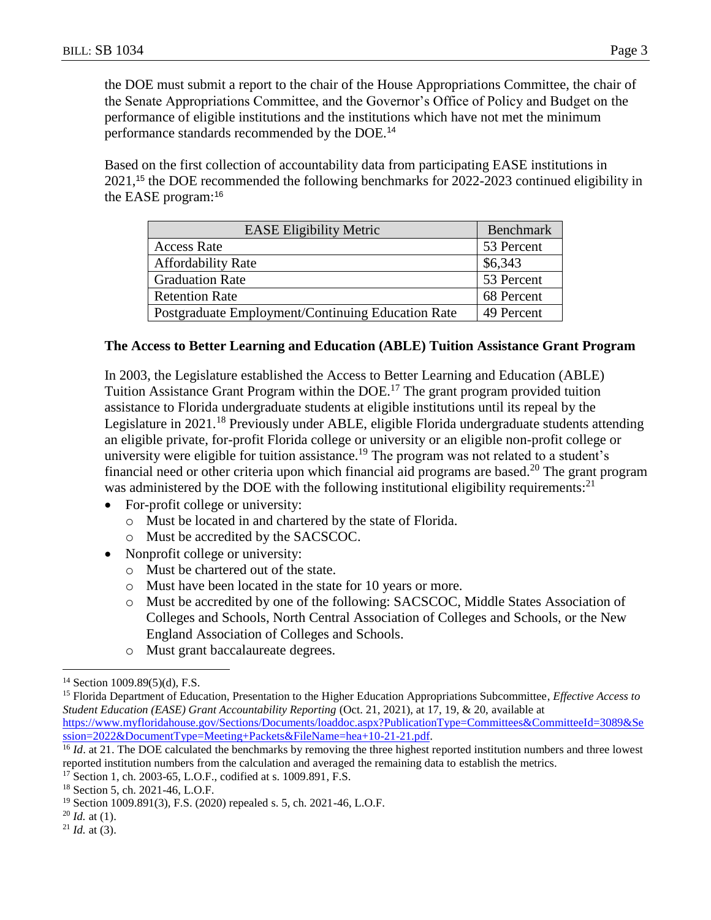the DOE must submit a report to the chair of the House Appropriations Committee, the chair of the Senate Appropriations Committee, and the Governor's Office of Policy and Budget on the performance of eligible institutions and the institutions which have not met the minimum performance standards recommended by the DOE.[14]

Based on the first collection of accountability data from participating EASE institutions in 2021,[15] the DOE recommended the following benchmarks for 2022-2023 continued eligibility in the EASE program:[16]

| EASE Eligibility Metric | Benchmark |
|---|---|
| Access Rate | 53 Percent |
| Affordability Rate | $6,343 |
| Graduation Rate | 53 Percent |
| Retention Rate | 68 Percent |
| Postgraduate Employment/Continuing Education Rate | 49 Percent |

**The Access to Better Learning and Education (ABLE) Tuition Assistance Grant Program**

In 2003, the Legislature established the Access to Better Learning and Education (ABLE) Tuition Assistance Grant Program within the DOE.[17] The grant program provided tuition assistance to Florida undergraduate students at eligible institutions until its repeal by the Legislature in 2021.[18] Previously under ABLE, eligible Florida undergraduate students attending an eligible private, for-profit Florida college or university or an eligible non-profit college or university were eligible for tuition assistance.[19] The program was not related to a student's financial need or other criteria upon which financial aid programs are based.[20] The grant program was administered by the DOE with the following institutional eligibility requirements:[21]

- For-profit college or university:
  - Must be located in and chartered by the state of Florida.
  - Must be accredited by the SACSCOC.
- Nonprofit college or university:
  - Must be chartered out of the state.
  - Must have been located in the state for 10 years or more.
  - Must be accredited by one of the following: SACSCOC, Middle States Association of Colleges and Schools, North Central Association of Colleges and Schools, or the New England Association of Colleges and Schools.
  - Must grant baccalaureate degrees.

---

[14] Section 1009.89(5)(d), F.S.

[15] Florida Department of Education, Presentation to the Higher Education Appropriations Subcommittee, *Effective Access to Student Education (EASE) Grant Accountability Reporting* (Oct. 21, 2021), at 17, 19, & 20, available at https://www.myfloridahouse.gov/Sections/Documents/loaddoc.aspx?PublicationType=Committees&CommitteeId=3089&Session=2022&DocumentType=Meeting+Packets&FileName=hea+10-21-21.pdf.

[16] *Id*. at 21. The DOE calculated the benchmarks by removing the three highest reported institution numbers and three lowest reported institution numbers from the calculation and averaged the remaining data to establish the metrics.

[17] Section 1, ch. 2003-65, L.O.F., codified at s. 1009.891, F.S.

[18] Section 5, ch. 2021-46, L.O.F.

[19] Section 1009.891(3), F.S. (2020) repealed s. 5, ch. 2021-46, L.O.F.

[20] *Id.* at (1).

[21] *Id.* at (3).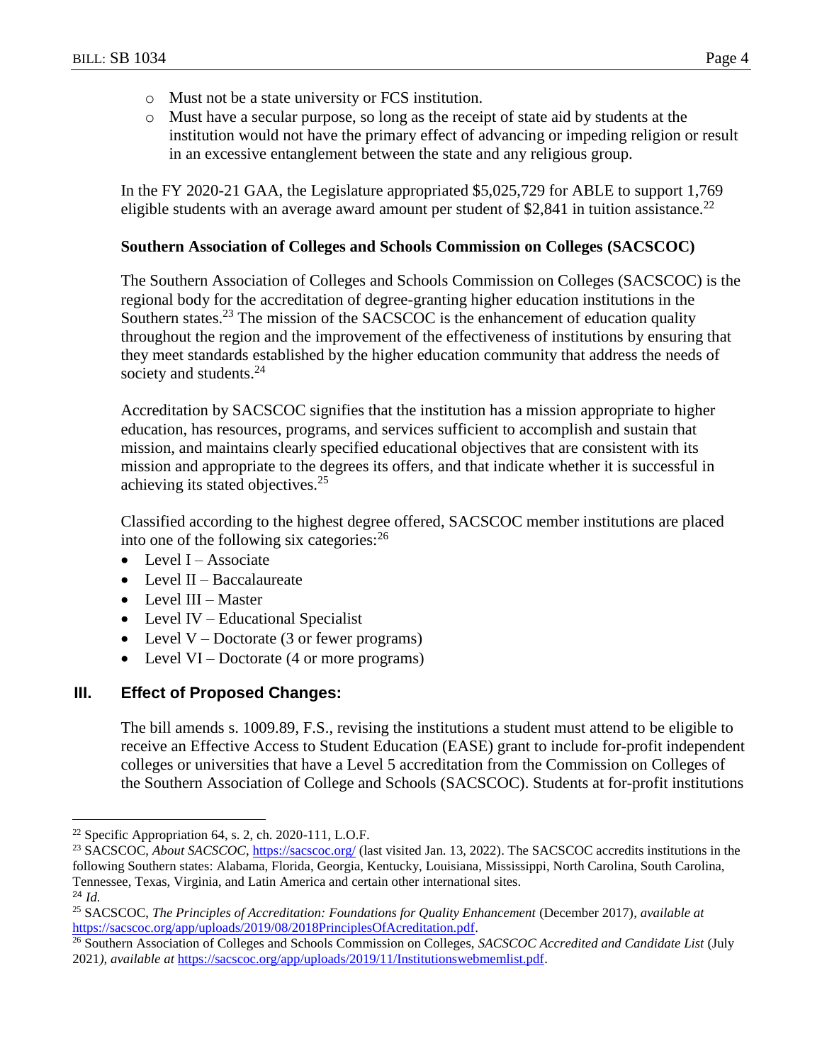- Must not be a state university or FCS institution.
- Must have a secular purpose, so long as the receipt of state aid by students at the institution would not have the primary effect of advancing or impeding religion or result in an excessive entanglement between the state and any religious group.

In the FY 2020-21 GAA, the Legislature appropriated $5,025,729 for ABLE to support 1,769 eligible students with an average award amount per student of $2,841 in tuition assistance.[22]

### Southern Association of Colleges and Schools Commission on Colleges (SACSCOC)

The Southern Association of Colleges and Schools Commission on Colleges (SACSCOC) is the regional body for the accreditation of degree-granting higher education institutions in the Southern states.[23] The mission of the SACSCOC is the enhancement of education quality throughout the region and the improvement of the effectiveness of institutions by ensuring that they meet standards established by the higher education community that address the needs of society and students.[24]

Accreditation by SACSCOC signifies that the institution has a mission appropriate to higher education, has resources, programs, and services sufficient to accomplish and sustain that mission, and maintains clearly specified educational objectives that are consistent with its mission and appropriate to the degrees its offers, and that indicate whether it is successful in achieving its stated objectives.[25]

Classified according to the highest degree offered, SACSCOC member institutions are placed into one of the following six categories:[26]

- Level I – Associate
- Level II – Baccalaureate
- Level III – Master
- Level IV – Educational Specialist
- Level V – Doctorate (3 or fewer programs)
- Level VI – Doctorate (4 or more programs)

## III. Effect of Proposed Changes:

The bill amends s. 1009.89, F.S., revising the institutions a student must attend to be eligible to receive an Effective Access to Student Education (EASE) grant to include for-profit independent colleges or universities that have a Level 5 accreditation from the Commission on Colleges of the Southern Association of College and Schools (SACSCOC). Students at for-profit institutions

---

[22] Specific Appropriation 64, s. 2, ch. 2020-111, L.O.F.

[23] SACSCOC, *About SACSCOC*, https://sacscoc.org/ (last visited Jan. 13, 2022). The SACSCOC accredits institutions in the following Southern states: Alabama, Florida, Georgia, Kentucky, Louisiana, Mississippi, North Carolina, South Carolina, Tennessee, Texas, Virginia, and Latin America and certain other international sites.

[24] *Id.*

[25] SACSCOC, *The Principles of Accreditation: Foundations for Quality Enhancement* (December 2017), *available at* https://sacscoc.org/app/uploads/2019/08/2018PrinciplesOfAcreditation.pdf.

[26] Southern Association of Colleges and Schools Commission on Colleges, *SACSCOC Accredited and Candidate List* (July 2021), *available at* https://sacscoc.org/app/uploads/2019/11/Institutionswebmemlist.pdf.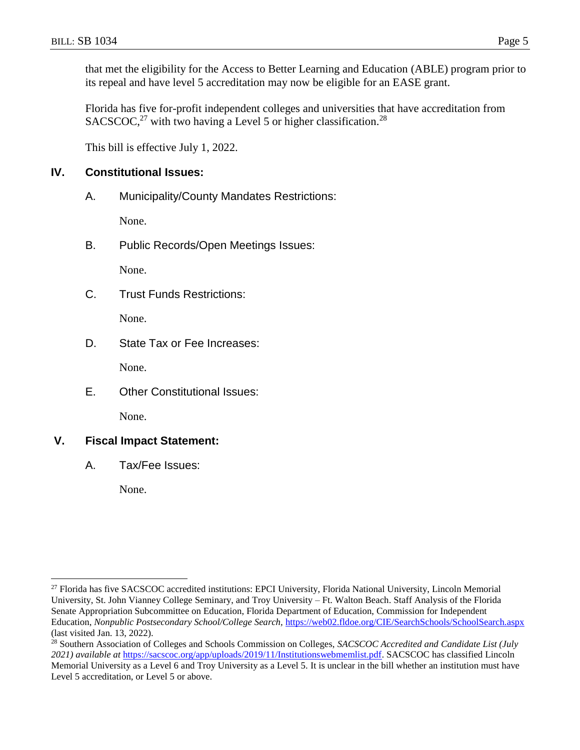that met the eligibility for the Access to Better Learning and Education (ABLE) program prior to its repeal and have level 5 accreditation may now be eligible for an EASE grant.

Florida has five for-profit independent colleges and universities that have accreditation from SACSCOC,[27] with two having a Level 5 or higher classification.[28]

This bill is effective July 1, 2022.

## IV. Constitutional Issues:

### A. Municipality/County Mandates Restrictions:

None.

### B. Public Records/Open Meetings Issues:

None.

### C. Trust Funds Restrictions:

None.

### D. State Tax or Fee Increases:

None.

### E. Other Constitutional Issues:

None.

## V. Fiscal Impact Statement:

### A. Tax/Fee Issues:

None.

---

[27] Florida has five SACSCOC accredited institutions: EPCI University, Florida National University, Lincoln Memorial University, St. John Vianney College Seminary, and Troy University – Ft. Walton Beach. Staff Analysis of the Florida Senate Appropriation Subcommittee on Education, Florida Department of Education, Commission for Independent Education, *Nonpublic Postsecondary School/College Search,* https://web02.fldoe.org/CIE/SearchSchools/SchoolSearch.aspx (last visited Jan. 13, 2022).

[28] Southern Association of Colleges and Schools Commission on Colleges, *SACSCOC Accredited and Candidate List (July 2021) available at* https://sacscoc.org/app/uploads/2019/11/Institutionswebmemlist.pdf. SACSCOC has classified Lincoln Memorial University as a Level 6 and Troy University as a Level 5. It is unclear in the bill whether an institution must have Level 5 accreditation, or Level 5 or above.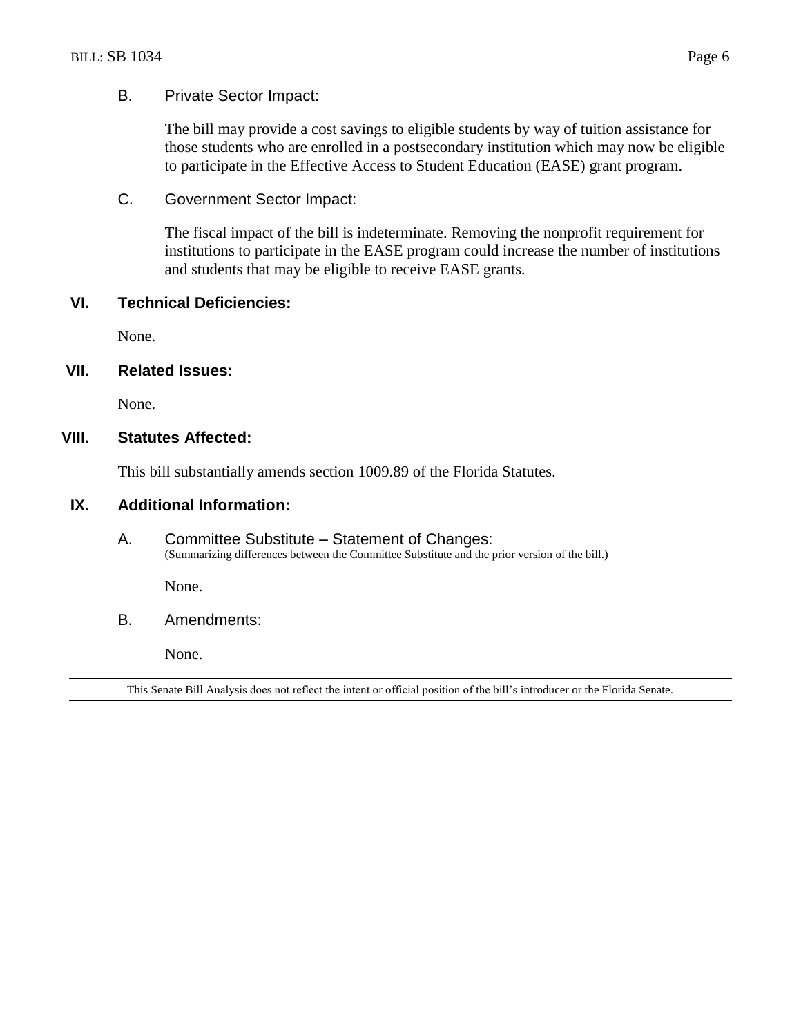### B. Private Sector Impact:

The bill may provide a cost savings to eligible students by way of tuition assistance for those students who are enrolled in a postsecondary institution which may now be eligible to participate in the Effective Access to Student Education (EASE) grant program.

### C. Government Sector Impact:

The fiscal impact of the bill is indeterminate. Removing the nonprofit requirement for institutions to participate in the EASE program could increase the number of institutions and students that may be eligible to receive EASE grants.

## VI. Technical Deficiencies:

None.

## VII. Related Issues:

None.

## VIII. Statutes Affected:

This bill substantially amends section 1009.89 of the Florida Statutes.

## IX. Additional Information:

### A. Committee Substitute – Statement of Changes:

(Summarizing differences between the Committee Substitute and the prior version of the bill.)

None.

### B. Amendments:

None.

This Senate Bill Analysis does not reflect the intent or official position of the bill's introducer or the Florida Senate.